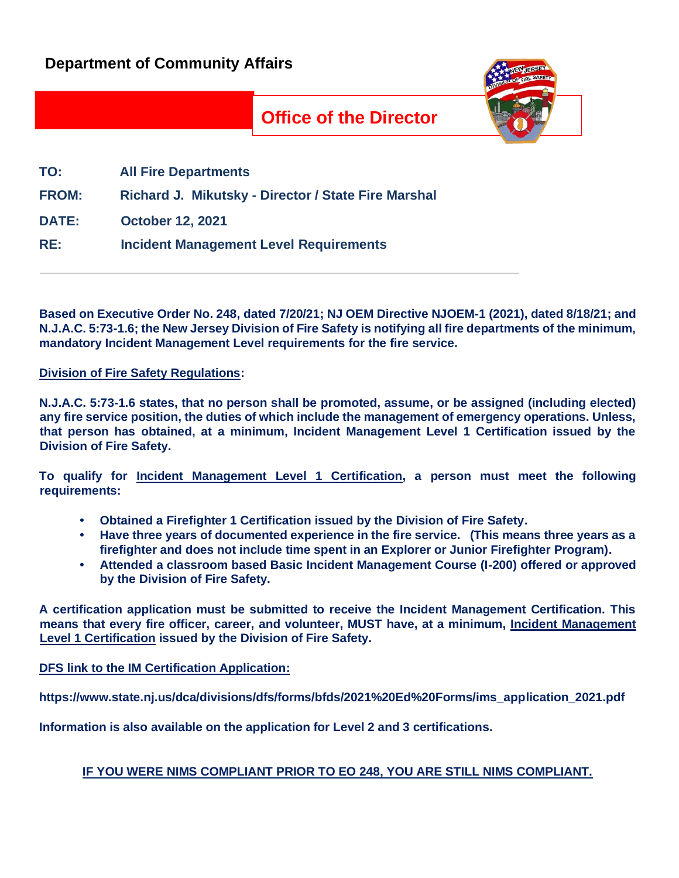# Department of Community Affairs

## Office of the Director

**TO:** All Fire Departments

**FROM:** Richard J. Mikutsky - Director / State Fire Marshal

**DATE:** October 12, 2021

**RE:** Incident Management Level Requirements

---

**Based on Executive Order No. 248, dated 7/20/21; NJ OEM Directive NJOEM-1 (2021), dated 8/18/21; and N.J.A.C. 5:73-1.6; the New Jersey Division of Fire Safety is notifying all fire departments of the minimum, mandatory Incident Management Level requirements for the fire service.**

**Division of Fire Safety Regulations:**

**N.J.A.C. 5:73-1.6 states, that no person shall be promoted, assume, or be assigned (including elected) any fire service position, the duties of which include the management of emergency operations. Unless, that person has obtained, at a minimum, Incident Management Level 1 Certification issued by the Division of Fire Safety.**

**To qualify for Incident Management Level 1 Certification, a person must meet the following requirements:**

- **Obtained a Firefighter 1 Certification issued by the Division of Fire Safety.**
- **Have three years of documented experience in the fire service. (This means three years as a firefighter and does not include time spent in an Explorer or Junior Firefighter Program).**
- **Attended a classroom based Basic Incident Management Course (I-200) offered or approved by the Division of Fire Safety.**

**A certification application must be submitted to receive the Incident Management Certification. This means that every fire officer, career, and volunteer, MUST have, at a minimum, Incident Management Level 1 Certification issued by the Division of Fire Safety.**

**DFS link to the IM Certification Application:**

**https://www.state.nj.us/dca/divisions/dfs/forms/bfds/2021%20Ed%20Forms/ims_application_2021.pdf**

**Information is also available on the application for Level 2 and 3 certifications.**

**IF YOU WERE NIMS COMPLIANT PRIOR TO EO 248, YOU ARE STILL NIMS COMPLIANT.**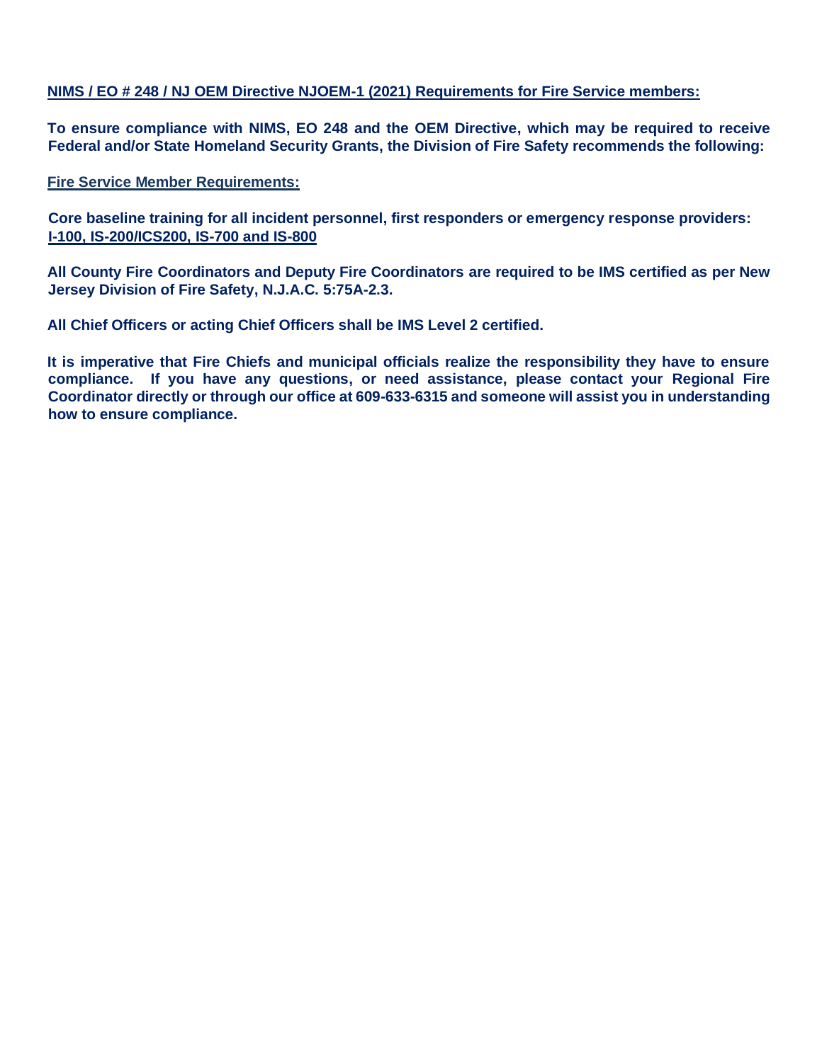**NIMS / EO # 248 / NJ OEM Directive NJOEM-1 (2021) Requirements for Fire Service members:**

**To ensure compliance with NIMS, EO 248 and the OEM Directive, which may be required to receive Federal and/or State Homeland Security Grants, the Division of Fire Safety recommends the following:**

**Fire Service Member Requirements:**

**Core baseline training for all incident personnel, first responders or emergency response providers: I-100, IS-200/ICS200, IS-700 and IS-800**

**All County Fire Coordinators and Deputy Fire Coordinators are required to be IMS certified as per New Jersey Division of Fire Safety, N.J.A.C. 5:75A-2.3.**

**All Chief Officers or acting Chief Officers shall be IMS Level 2 certified.**

**It is imperative that Fire Chiefs and municipal officials realize the responsibility they have to ensure compliance. If you have any questions, or need assistance, please contact your Regional Fire Coordinator directly or through our office at 609-633-6315 and someone will assist you in understanding how to ensure compliance.**